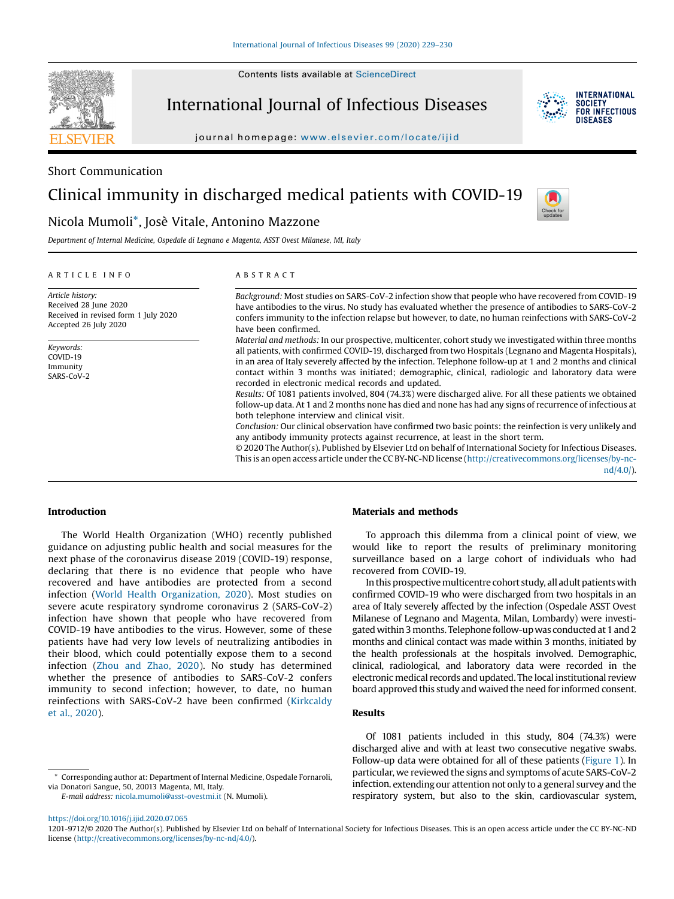Short Communication

# Clinical immunity in discharged medical patients with COVID-19

Nicola Mumoli*, Josè Vitale, Antonino Mazzone

*Department of Internal Medicine, Ospedale di Legnano e Magenta, ASST Ovest Milanese, MI, Italy*

ARTICLE INFO

*Article history:*
Received 28 June 2020
Received in revised form 1 July 2020
Accepted 26 July 2020

*Keywords:*
COVID-19
Immunity
SARS-CoV-2

ABSTRACT

*Background:* Most studies on SARS-CoV-2 infection show that people who have recovered from COVID-19 have antibodies to the virus. No study has evaluated whether the presence of antibodies to SARS-CoV-2 confers immunity to the infection relapse but however, to date, no human reinfections with SARS-CoV-2 have been confirmed.

*Material and methods:* In our prospective, multicenter, cohort study we investigated within three months all patients, with confirmed COVID-19, discharged from two Hospitals (Legnano and Magenta Hospitals), in an area of Italy severely affected by the infection. Telephone follow-up at 1 and 2 months and clinical contact within 3 months was initiated; demographic, clinical, radiologic and laboratory data were recorded in electronic medical records and updated.

*Results:* Of 1081 patients involved, 804 (74.3%) were discharged alive. For all these patients we obtained follow-up data. At 1 and 2 months none has died and none has had any signs of recurrence of infectious at both telephone interview and clinical visit.

*Conclusion:* Our clinical observation have confirmed two basic points: the reinfection is very unlikely and any antibody immunity protects against recurrence, at least in the short term.

© 2020 The Author(s). Published by Elsevier Ltd on behalf of International Society for Infectious Diseases. This is an open access article under the CC BY-NC-ND license (http://creativecommons.org/licenses/by-nc-nd/4.0/).

## Introduction

The World Health Organization (WHO) recently published guidance on adjusting public health and social measures for the next phase of the coronavirus disease 2019 (COVID-19) response, declaring that there is no evidence that people who have recovered and have antibodies are protected from a second infection (World Health Organization, 2020). Most studies on severe acute respiratory syndrome coronavirus 2 (SARS-CoV-2) infection have shown that people who have recovered from COVID-19 have antibodies to the virus. However, some of these patients have had very low levels of neutralizing antibodies in their blood, which could potentially expose them to a second infection (Zhou and Zhao, 2020). No study has determined whether the presence of antibodies to SARS-CoV-2 confers immunity to second infection; however, to date, no human reinfections with SARS-CoV-2 have been confirmed (Kirkcaldy et al., 2020).

## Materials and methods

To approach this dilemma from a clinical point of view, we would like to report the results of preliminary monitoring surveillance based on a large cohort of individuals who had recovered from COVID-19.

In this prospective multicentre cohort study, all adult patients with confirmed COVID-19 who were discharged from two hospitals in an area of Italy severely affected by the infection (Ospedale ASST Ovest Milanese of Legnano and Magenta, Milan, Lombardy) were investigated within 3 months. Telephone follow-up was conducted at 1 and 2 months and clinical contact was made within 3 months, initiated by the health professionals at the hospitals involved. Demographic, clinical, radiological, and laboratory data were recorded in the electronic medical records and updated. The local institutional review board approved this study and waived the need for informed consent.

## Results

Of 1081 patients included in this study, 804 (74.3%) were discharged alive and with at least two consecutive negative swabs. Follow-up data were obtained for all of these patients (Figure 1). In particular, we reviewed the signs and symptoms of acute SARS-CoV-2 infection, extending our attention not only to a general survey and the respiratory system, but also to the skin, cardiovascular system,

* Corresponding author at: Department of Internal Medicine, Ospedale Fornaroli, via Donatori Sangue, 50, 20013 Magenta, MI, Italy.
*E-mail address:* nicola.mumoli@asst-ovestmi.it (N. Mumoli).

https://doi.org/10.1016/j.ijid.2020.07.065
1201-9712/© 2020 The Author(s). Published by Elsevier Ltd on behalf of International Society for Infectious Diseases. This is an open access article under the CC BY-NC-ND license (http://creativecommons.org/licenses/by-nc-nd/4.0/).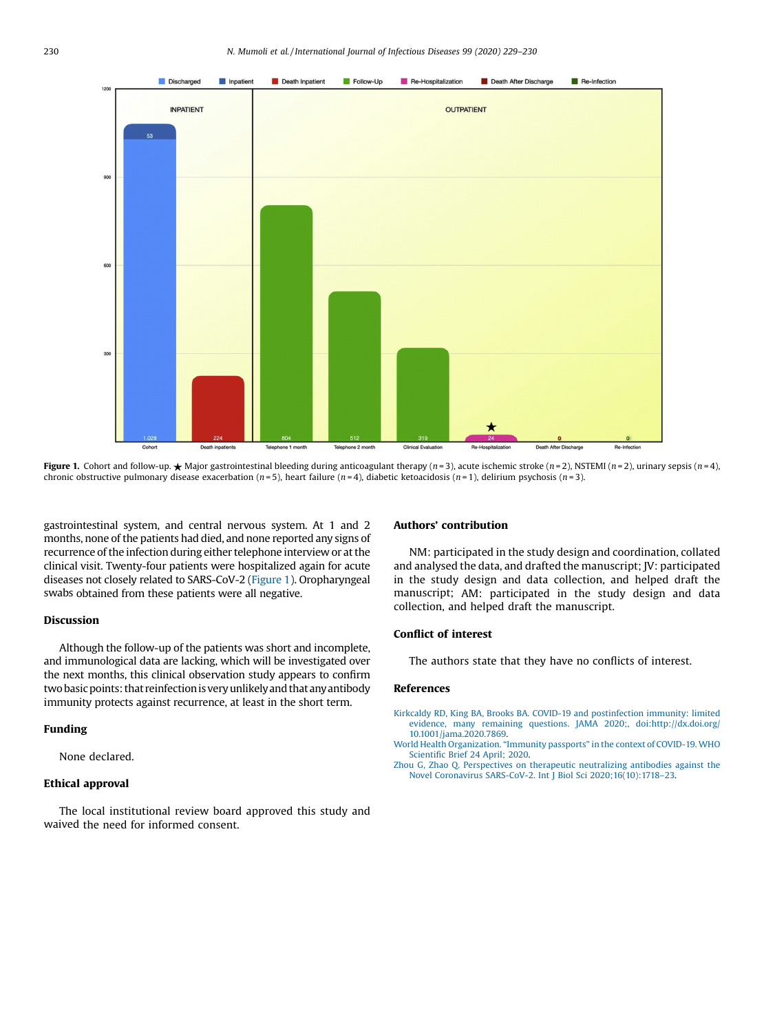Discharged
Inpatient
Death Inpatient
Follow-Up
Re-Hospitalization
Death After Discharge
Re-Infection

1200
900
600
300

INPATIENT
OUTPATIENT

53
1.028
224
804
512
319
24
0
0

Cohort
Death inpatients
Telephone 1 month
Telephone 2 month
Clinical Evaluation
Re-Hospitalization
Death After Discharge
Re-Infection

**Figure 1.** Cohort and follow-up. ★ Major gastrointestinal bleeding during anticoagulant therapy ($n = 3$), acute ischemic stroke ($n = 2$), NSTEMI ($n = 2$), urinary sepsis ($n = 4$), chronic obstructive pulmonary disease exacerbation ($n = 5$), heart failure ($n = 4$), diabetic ketoacidosis ($n = 1$), delirium psychosis ($n = 3$).

gastrointestinal system, and central nervous system. At 1 and 2 months, none of the patients had died, and none reported any signs of recurrence of the infection during either telephone interview or at the clinical visit. Twenty-four patients were hospitalized again for acute diseases not closely related to SARS-CoV-2 (Figure 1). Oropharyngeal swabs obtained from these patients were all negative.

## Discussion

Although the follow-up of the patients was short and incomplete, and immunological data are lacking, which will be investigated over the next months, this clinical observation study appears to confirm two basic points: that reinfection is very unlikely and that any antibody immunity protects against recurrence, at least in the short term.

## Funding

None declared.

## Ethical approval

The local institutional review board approved this study and waived the need for informed consent.

## Authors' contribution

NM: participated in the study design and coordination, collated and analysed the data, and drafted the manuscript; JV: participated in the study design and data collection, and helped draft the manuscript; AM: participated in the study design and data collection, and helped draft the manuscript.

## Conflict of interest

The authors state that they have no conflicts of interest.

## References

Kirkcaldy RD, King BA, Brooks BA. COVID-19 and postinfection immunity: limited evidence, many remaining questions. JAMA 2020;, doi:http://dx.doi.org/10.1001/jama.2020.7869.

World Health Organization. "Immunity passports" in the context of COVID-19. WHO Scientific Brief 24 April; 2020.

Zhou G, Zhao Q. Perspectives on therapeutic neutralizing antibodies against the Novel Coronavirus SARS-CoV-2. Int J Biol Sci 2020;16(10):1718–23.